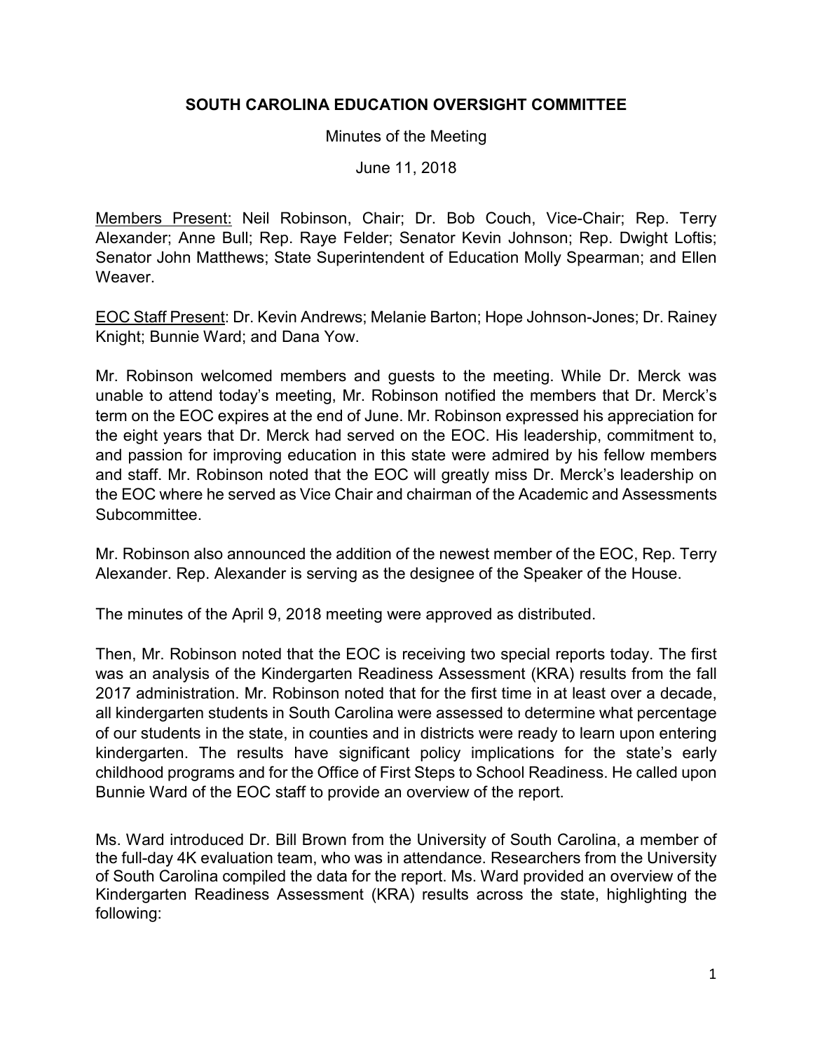**SOUTH CAROLINA EDUCATION OVERSIGHT COMMITTEE**

Minutes of the Meeting

June 11, 2018

Members Present: Neil Robinson, Chair; Dr. Bob Couch, Vice-Chair; Rep. Terry Alexander; Anne Bull; Rep. Raye Felder; Senator Kevin Johnson; Rep. Dwight Loftis; Senator John Matthews; State Superintendent of Education Molly Spearman; and Ellen Weaver.

EOC Staff Present: Dr. Kevin Andrews; Melanie Barton; Hope Johnson-Jones; Dr. Rainey Knight; Bunnie Ward; and Dana Yow.

Mr. Robinson welcomed members and guests to the meeting. While Dr. Merck was unable to attend today's meeting, Mr. Robinson notified the members that Dr. Merck's term on the EOC expires at the end of June. Mr. Robinson expressed his appreciation for the eight years that Dr. Merck had served on the EOC. His leadership, commitment to, and passion for improving education in this state were admired by his fellow members and staff. Mr. Robinson noted that the EOC will greatly miss Dr. Merck's leadership on the EOC where he served as Vice Chair and chairman of the Academic and Assessments Subcommittee.

Mr. Robinson also announced the addition of the newest member of the EOC, Rep. Terry Alexander. Rep. Alexander is serving as the designee of the Speaker of the House.

The minutes of the April 9, 2018 meeting were approved as distributed.

Then, Mr. Robinson noted that the EOC is receiving two special reports today. The first was an analysis of the Kindergarten Readiness Assessment (KRA) results from the fall 2017 administration. Mr. Robinson noted that for the first time in at least over a decade, all kindergarten students in South Carolina were assessed to determine what percentage of our students in the state, in counties and in districts were ready to learn upon entering kindergarten. The results have significant policy implications for the state's early childhood programs and for the Office of First Steps to School Readiness. He called upon Bunnie Ward of the EOC staff to provide an overview of the report.

Ms. Ward introduced Dr. Bill Brown from the University of South Carolina, a member of the full-day 4K evaluation team, who was in attendance. Researchers from the University of South Carolina compiled the data for the report. Ms. Ward provided an overview of the Kindergarten Readiness Assessment (KRA) results across the state, highlighting the following: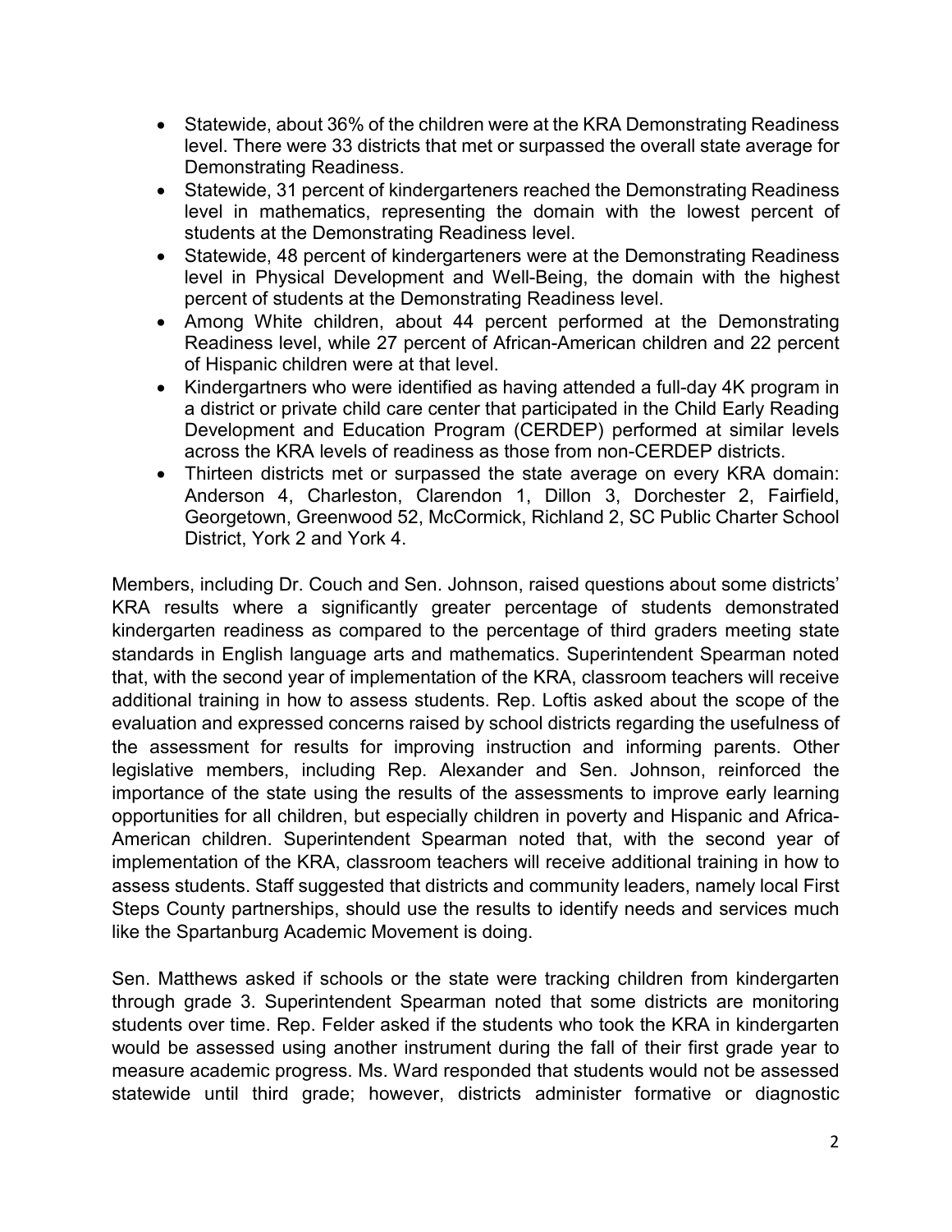- Statewide, about 36% of the children were at the KRA Demonstrating Readiness level. There were 33 districts that met or surpassed the overall state average for Demonstrating Readiness.
- Statewide, 31 percent of kindergarteners reached the Demonstrating Readiness level in mathematics, representing the domain with the lowest percent of students at the Demonstrating Readiness level.
- Statewide, 48 percent of kindergarteners were at the Demonstrating Readiness level in Physical Development and Well-Being, the domain with the highest percent of students at the Demonstrating Readiness level.
- Among White children, about 44 percent performed at the Demonstrating Readiness level, while 27 percent of African-American children and 22 percent of Hispanic children were at that level.
- Kindergartners who were identified as having attended a full-day 4K program in a district or private child care center that participated in the Child Early Reading Development and Education Program (CERDEP) performed at similar levels across the KRA levels of readiness as those from non-CERDEP districts.
- Thirteen districts met or surpassed the state average on every KRA domain: Anderson 4, Charleston, Clarendon 1, Dillon 3, Dorchester 2, Fairfield, Georgetown, Greenwood 52, McCormick, Richland 2, SC Public Charter School District, York 2 and York 4.

Members, including Dr. Couch and Sen. Johnson, raised questions about some districts' KRA results where a significantly greater percentage of students demonstrated kindergarten readiness as compared to the percentage of third graders meeting state standards in English language arts and mathematics. Superintendent Spearman noted that, with the second year of implementation of the KRA, classroom teachers will receive additional training in how to assess students. Rep. Loftis asked about the scope of the evaluation and expressed concerns raised by school districts regarding the usefulness of the assessment for results for improving instruction and informing parents. Other legislative members, including Rep. Alexander and Sen. Johnson, reinforced the importance of the state using the results of the assessments to improve early learning opportunities for all children, but especially children in poverty and Hispanic and Africa-American children. Superintendent Spearman noted that, with the second year of implementation of the KRA, classroom teachers will receive additional training in how to assess students. Staff suggested that districts and community leaders, namely local First Steps County partnerships, should use the results to identify needs and services much like the Spartanburg Academic Movement is doing.

Sen. Matthews asked if schools or the state were tracking children from kindergarten through grade 3. Superintendent Spearman noted that some districts are monitoring students over time. Rep. Felder asked if the students who took the KRA in kindergarten would be assessed using another instrument during the fall of their first grade year to measure academic progress. Ms. Ward responded that students would not be assessed statewide until third grade; however, districts administer formative or diagnostic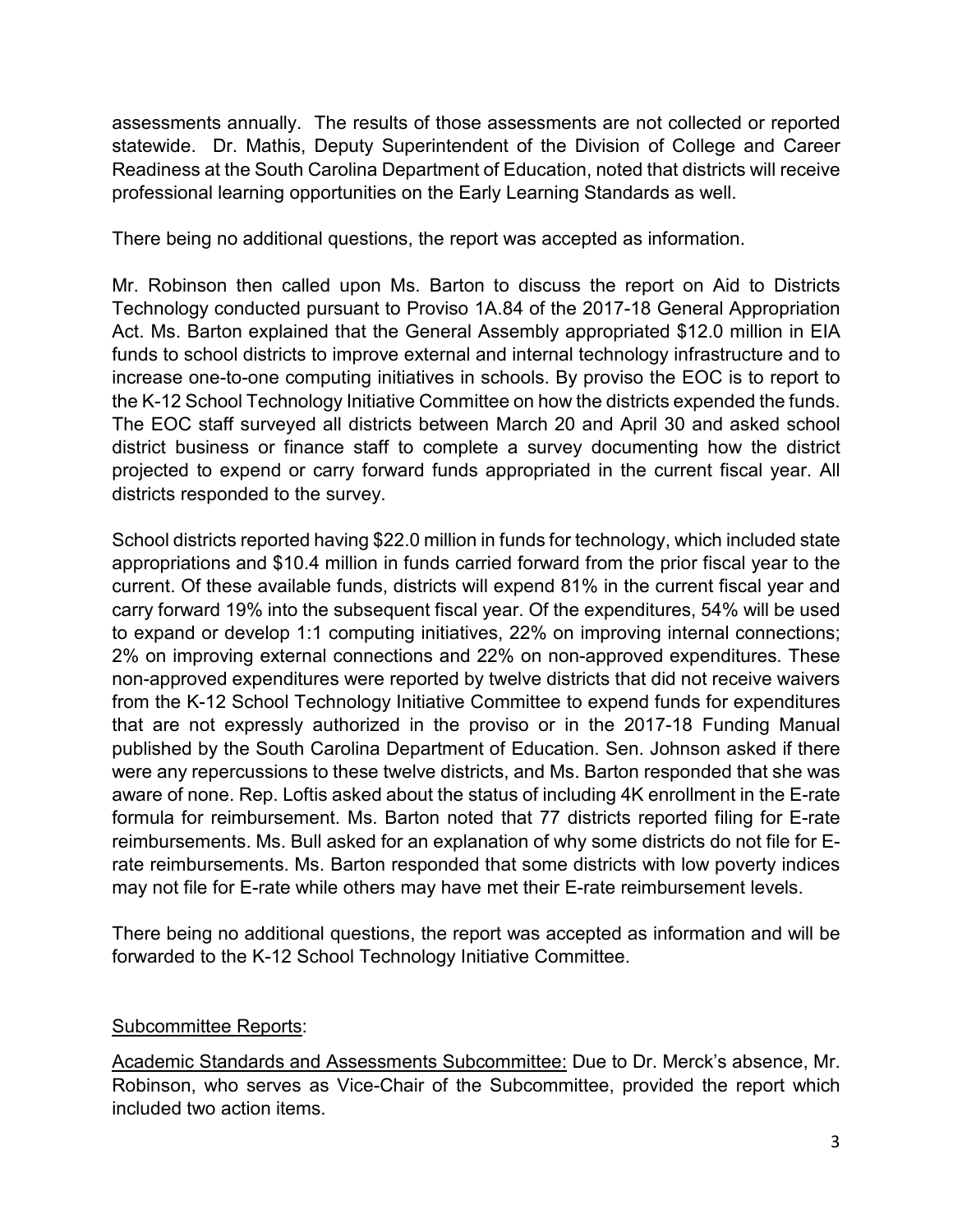assessments annually. The results of those assessments are not collected or reported statewide. Dr. Mathis, Deputy Superintendent of the Division of College and Career Readiness at the South Carolina Department of Education, noted that districts will receive professional learning opportunities on the Early Learning Standards as well.

There being no additional questions, the report was accepted as information.

Mr. Robinson then called upon Ms. Barton to discuss the report on Aid to Districts Technology conducted pursuant to Proviso 1A.84 of the 2017-18 General Appropriation Act. Ms. Barton explained that the General Assembly appropriated $12.0 million in EIA funds to school districts to improve external and internal technology infrastructure and to increase one-to-one computing initiatives in schools. By proviso the EOC is to report to the K-12 School Technology Initiative Committee on how the districts expended the funds. The EOC staff surveyed all districts between March 20 and April 30 and asked school district business or finance staff to complete a survey documenting how the district projected to expend or carry forward funds appropriated in the current fiscal year. All districts responded to the survey.

School districts reported having $22.0 million in funds for technology, which included state appropriations and $10.4 million in funds carried forward from the prior fiscal year to the current. Of these available funds, districts will expend 81% in the current fiscal year and carry forward 19% into the subsequent fiscal year. Of the expenditures, 54% will be used to expand or develop 1:1 computing initiatives, 22% on improving internal connections; 2% on improving external connections and 22% on non-approved expenditures. These non-approved expenditures were reported by twelve districts that did not receive waivers from the K-12 School Technology Initiative Committee to expend funds for expenditures that are not expressly authorized in the proviso or in the 2017-18 Funding Manual published by the South Carolina Department of Education. Sen. Johnson asked if there were any repercussions to these twelve districts, and Ms. Barton responded that she was aware of none. Rep. Loftis asked about the status of including 4K enrollment in the E-rate formula for reimbursement. Ms. Barton noted that 77 districts reported filing for E-rate reimbursements. Ms. Bull asked for an explanation of why some districts do not file for E-rate reimbursements. Ms. Barton responded that some districts with low poverty indices may not file for E-rate while others may have met their E-rate reimbursement levels.

There being no additional questions, the report was accepted as information and will be forwarded to the K-12 School Technology Initiative Committee.

<u>Subcommittee Reports</u>:

<u>Academic Standards and Assessments Subcommittee:</u> Due to Dr. Merck's absence, Mr. Robinson, who serves as Vice-Chair of the Subcommittee, provided the report which included two action items.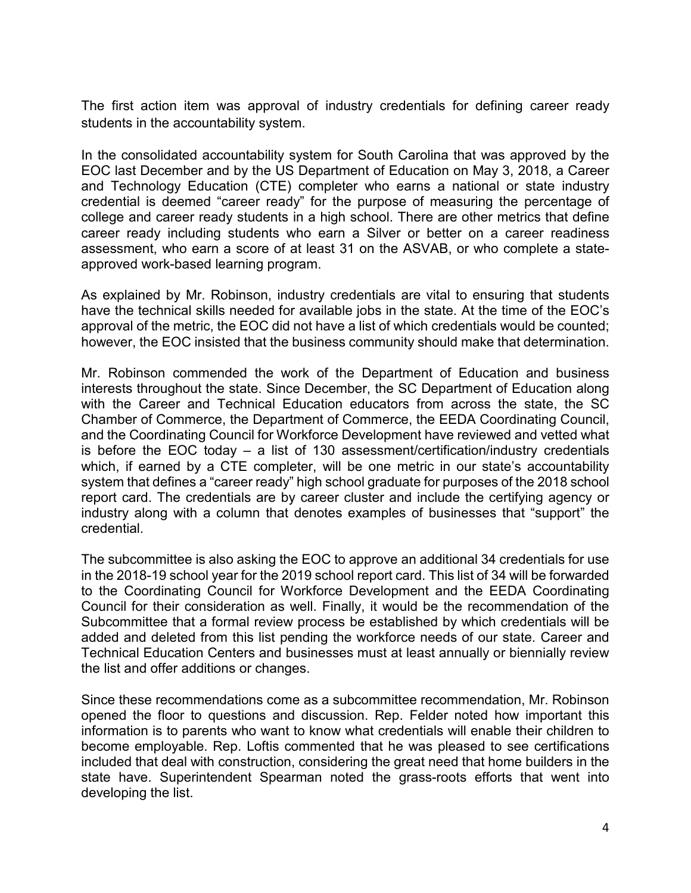The first action item was approval of industry credentials for defining career ready students in the accountability system.

In the consolidated accountability system for South Carolina that was approved by the EOC last December and by the US Department of Education on May 3, 2018, a Career and Technology Education (CTE) completer who earns a national or state industry credential is deemed "career ready" for the purpose of measuring the percentage of college and career ready students in a high school. There are other metrics that define career ready including students who earn a Silver or better on a career readiness assessment, who earn a score of at least 31 on the ASVAB, or who complete a state-approved work-based learning program.

As explained by Mr. Robinson, industry credentials are vital to ensuring that students have the technical skills needed for available jobs in the state. At the time of the EOC's approval of the metric, the EOC did not have a list of which credentials would be counted; however, the EOC insisted that the business community should make that determination.

Mr. Robinson commended the work of the Department of Education and business interests throughout the state. Since December, the SC Department of Education along with the Career and Technical Education educators from across the state, the SC Chamber of Commerce, the Department of Commerce, the EEDA Coordinating Council, and the Coordinating Council for Workforce Development have reviewed and vetted what is before the EOC today – a list of 130 assessment/certification/industry credentials which, if earned by a CTE completer, will be one metric in our state's accountability system that defines a "career ready" high school graduate for purposes of the 2018 school report card. The credentials are by career cluster and include the certifying agency or industry along with a column that denotes examples of businesses that "support" the credential.

The subcommittee is also asking the EOC to approve an additional 34 credentials for use in the 2018-19 school year for the 2019 school report card. This list of 34 will be forwarded to the Coordinating Council for Workforce Development and the EEDA Coordinating Council for their consideration as well. Finally, it would be the recommendation of the Subcommittee that a formal review process be established by which credentials will be added and deleted from this list pending the workforce needs of our state. Career and Technical Education Centers and businesses must at least annually or biennially review the list and offer additions or changes.

Since these recommendations come as a subcommittee recommendation, Mr. Robinson opened the floor to questions and discussion. Rep. Felder noted how important this information is to parents who want to know what credentials will enable their children to become employable. Rep. Loftis commented that he was pleased to see certifications included that deal with construction, considering the great need that home builders in the state have. Superintendent Spearman noted the grass-roots efforts that went into developing the list.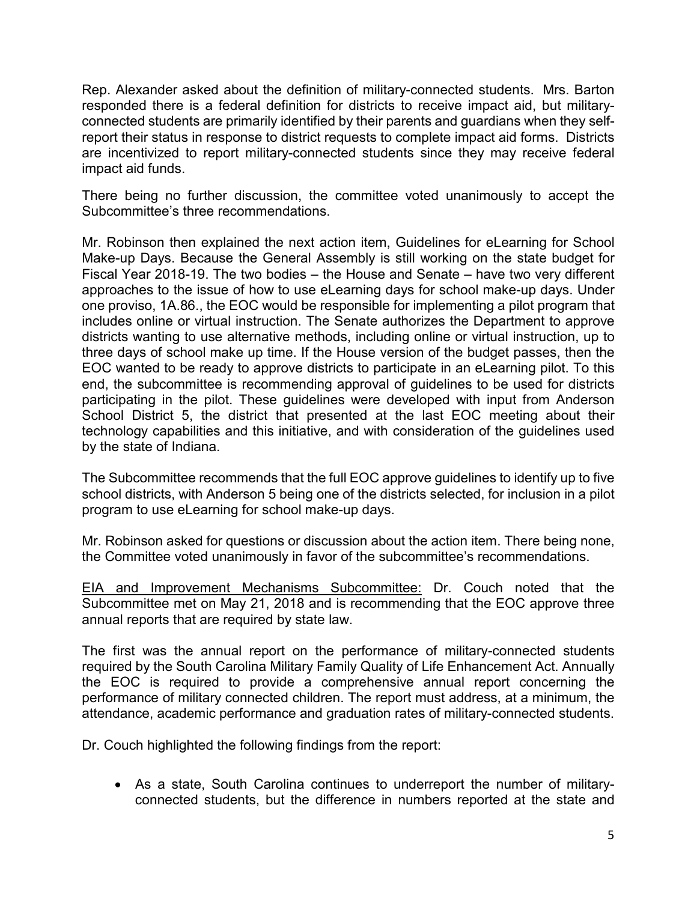Rep. Alexander asked about the definition of military-connected students. Mrs. Barton responded there is a federal definition for districts to receive impact aid, but military-connected students are primarily identified by their parents and guardians when they self-report their status in response to district requests to complete impact aid forms. Districts are incentivized to report military-connected students since they may receive federal impact aid funds.

There being no further discussion, the committee voted unanimously to accept the Subcommittee's three recommendations.

Mr. Robinson then explained the next action item, Guidelines for eLearning for School Make-up Days. Because the General Assembly is still working on the state budget for Fiscal Year 2018-19. The two bodies – the House and Senate – have two very different approaches to the issue of how to use eLearning days for school make-up days. Under one proviso, 1A.86., the EOC would be responsible for implementing a pilot program that includes online or virtual instruction. The Senate authorizes the Department to approve districts wanting to use alternative methods, including online or virtual instruction, up to three days of school make up time. If the House version of the budget passes, then the EOC wanted to be ready to approve districts to participate in an eLearning pilot. To this end, the subcommittee is recommending approval of guidelines to be used for districts participating in the pilot. These guidelines were developed with input from Anderson School District 5, the district that presented at the last EOC meeting about their technology capabilities and this initiative, and with consideration of the guidelines used by the state of Indiana.

The Subcommittee recommends that the full EOC approve guidelines to identify up to five school districts, with Anderson 5 being one of the districts selected, for inclusion in a pilot program to use eLearning for school make-up days.

Mr. Robinson asked for questions or discussion about the action item. There being none, the Committee voted unanimously in favor of the subcommittee's recommendations.

<u>EIA and Improvement Mechanisms Subcommittee:</u> Dr. Couch noted that the Subcommittee met on May 21, 2018 and is recommending that the EOC approve three annual reports that are required by state law.

The first was the annual report on the performance of military-connected students required by the South Carolina Military Family Quality of Life Enhancement Act. Annually the EOC is required to provide a comprehensive annual report concerning the performance of military connected children. The report must address, at a minimum, the attendance, academic performance and graduation rates of military-connected students.

Dr. Couch highlighted the following findings from the report:

- As a state, South Carolina continues to underreport the number of military-connected students, but the difference in numbers reported at the state and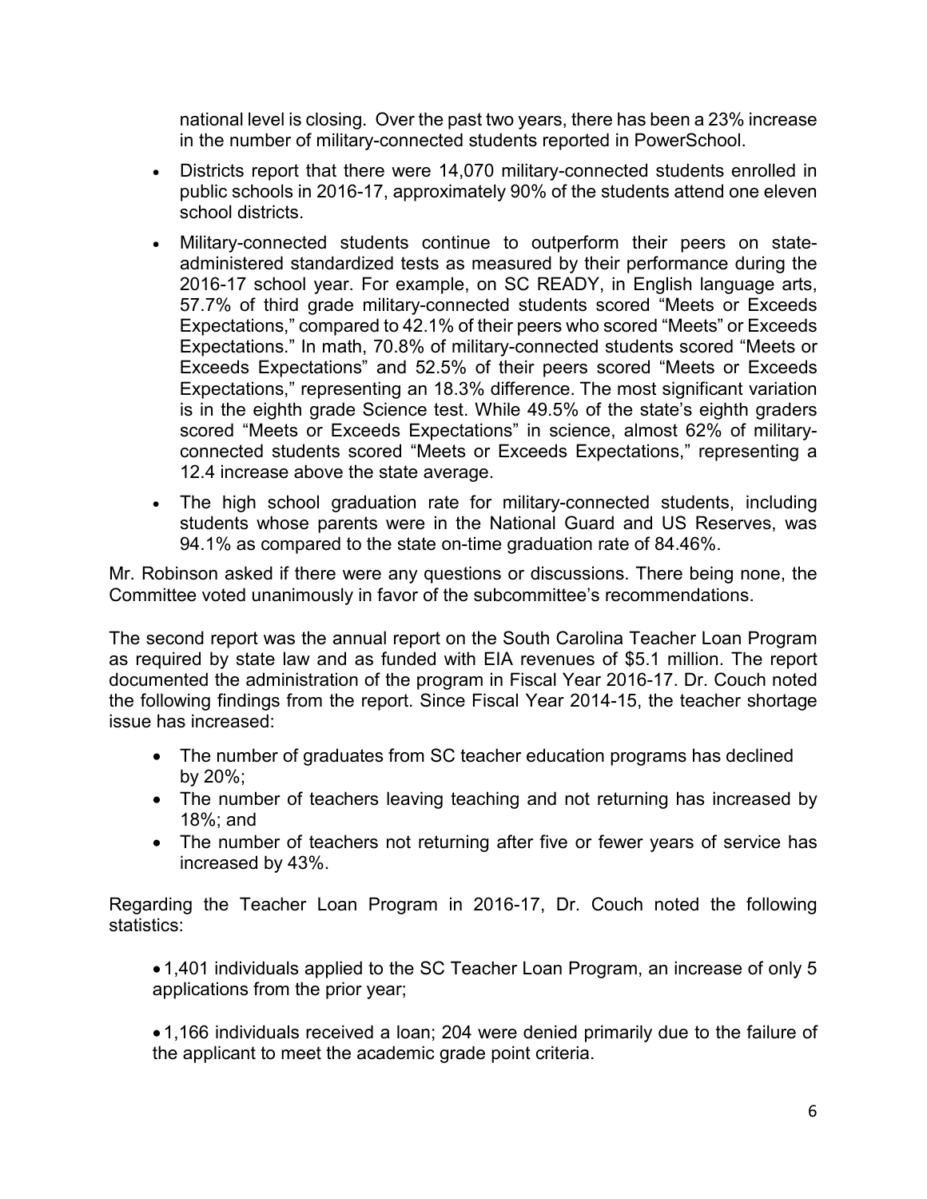national level is closing. Over the past two years, there has been a 23% increase in the number of military-connected students reported in PowerSchool.

- Districts report that there were 14,070 military-connected students enrolled in public schools in 2016-17, approximately 90% of the students attend one eleven school districts.
- Military-connected students continue to outperform their peers on state-administered standardized tests as measured by their performance during the 2016-17 school year. For example, on SC READY, in English language arts, 57.7% of third grade military-connected students scored "Meets or Exceeds Expectations," compared to 42.1% of their peers who scored "Meets" or Exceeds Expectations." In math, 70.8% of military-connected students scored "Meets or Exceeds Expectations" and 52.5% of their peers scored "Meets or Exceeds Expectations," representing an 18.3% difference. The most significant variation is in the eighth grade Science test. While 49.5% of the state's eighth graders scored "Meets or Exceeds Expectations" in science, almost 62% of military-connected students scored "Meets or Exceeds Expectations," representing a 12.4 increase above the state average.
- The high school graduation rate for military-connected students, including students whose parents were in the National Guard and US Reserves, was 94.1% as compared to the state on-time graduation rate of 84.46%.

Mr. Robinson asked if there were any questions or discussions. There being none, the Committee voted unanimously in favor of the subcommittee's recommendations.

The second report was the annual report on the South Carolina Teacher Loan Program as required by state law and as funded with EIA revenues of $5.1 million. The report documented the administration of the program in Fiscal Year 2016-17. Dr. Couch noted the following findings from the report. Since Fiscal Year 2014-15, the teacher shortage issue has increased:

- The number of graduates from SC teacher education programs has declined by 20%;
- The number of teachers leaving teaching and not returning has increased by 18%; and
- The number of teachers not returning after five or fewer years of service has increased by 43%.

Regarding the Teacher Loan Program in 2016-17, Dr. Couch noted the following statistics:

- 1,401 individuals applied to the SC Teacher Loan Program, an increase of only 5 applications from the prior year;

- 1,166 individuals received a loan; 204 were denied primarily due to the failure of the applicant to meet the academic grade point criteria.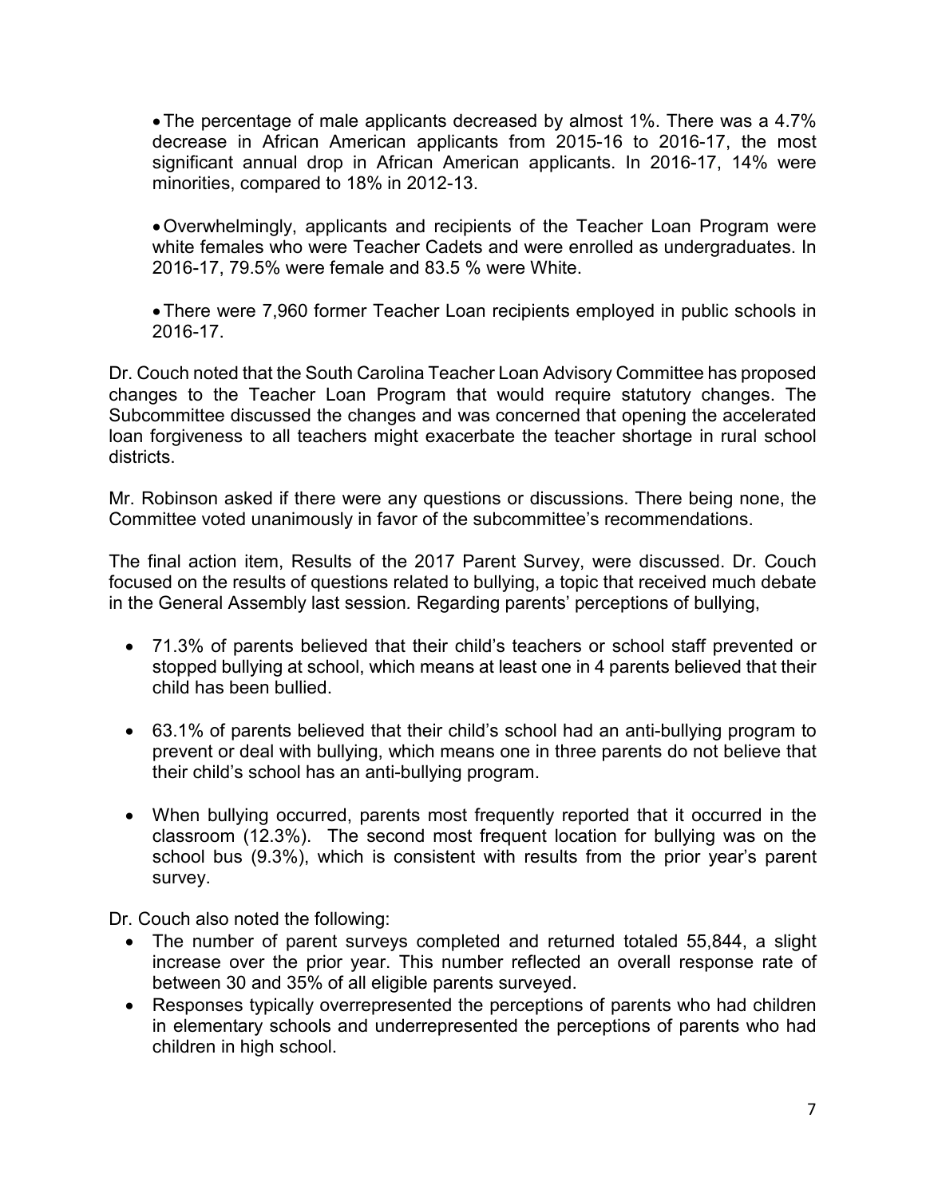- The percentage of male applicants decreased by almost 1%. There was a 4.7% decrease in African American applicants from 2015-16 to 2016-17, the most significant annual drop in African American applicants. In 2016-17, 14% were minorities, compared to 18% in 2012-13.

- Overwhelmingly, applicants and recipients of the Teacher Loan Program were white females who were Teacher Cadets and were enrolled as undergraduates. In 2016-17, 79.5% were female and 83.5 % were White.

- There were 7,960 former Teacher Loan recipients employed in public schools in 2016-17.

Dr. Couch noted that the South Carolina Teacher Loan Advisory Committee has proposed changes to the Teacher Loan Program that would require statutory changes. The Subcommittee discussed the changes and was concerned that opening the accelerated loan forgiveness to all teachers might exacerbate the teacher shortage in rural school districts.

Mr. Robinson asked if there were any questions or discussions. There being none, the Committee voted unanimously in favor of the subcommittee's recommendations.

The final action item, Results of the 2017 Parent Survey, were discussed. Dr. Couch focused on the results of questions related to bullying, a topic that received much debate in the General Assembly last session. Regarding parents' perceptions of bullying,

- 71.3% of parents believed that their child's teachers or school staff prevented or stopped bullying at school, which means at least one in 4 parents believed that their child has been bullied.

- 63.1% of parents believed that their child's school had an anti-bullying program to prevent or deal with bullying, which means one in three parents do not believe that their child's school has an anti-bullying program.

- When bullying occurred, parents most frequently reported that it occurred in the classroom (12.3%). The second most frequent location for bullying was on the school bus (9.3%), which is consistent with results from the prior year's parent survey.

Dr. Couch also noted the following:

- The number of parent surveys completed and returned totaled 55,844, a slight increase over the prior year. This number reflected an overall response rate of between 30 and 35% of all eligible parents surveyed.
- Responses typically overrepresented the perceptions of parents who had children in elementary schools and underrepresented the perceptions of parents who had children in high school.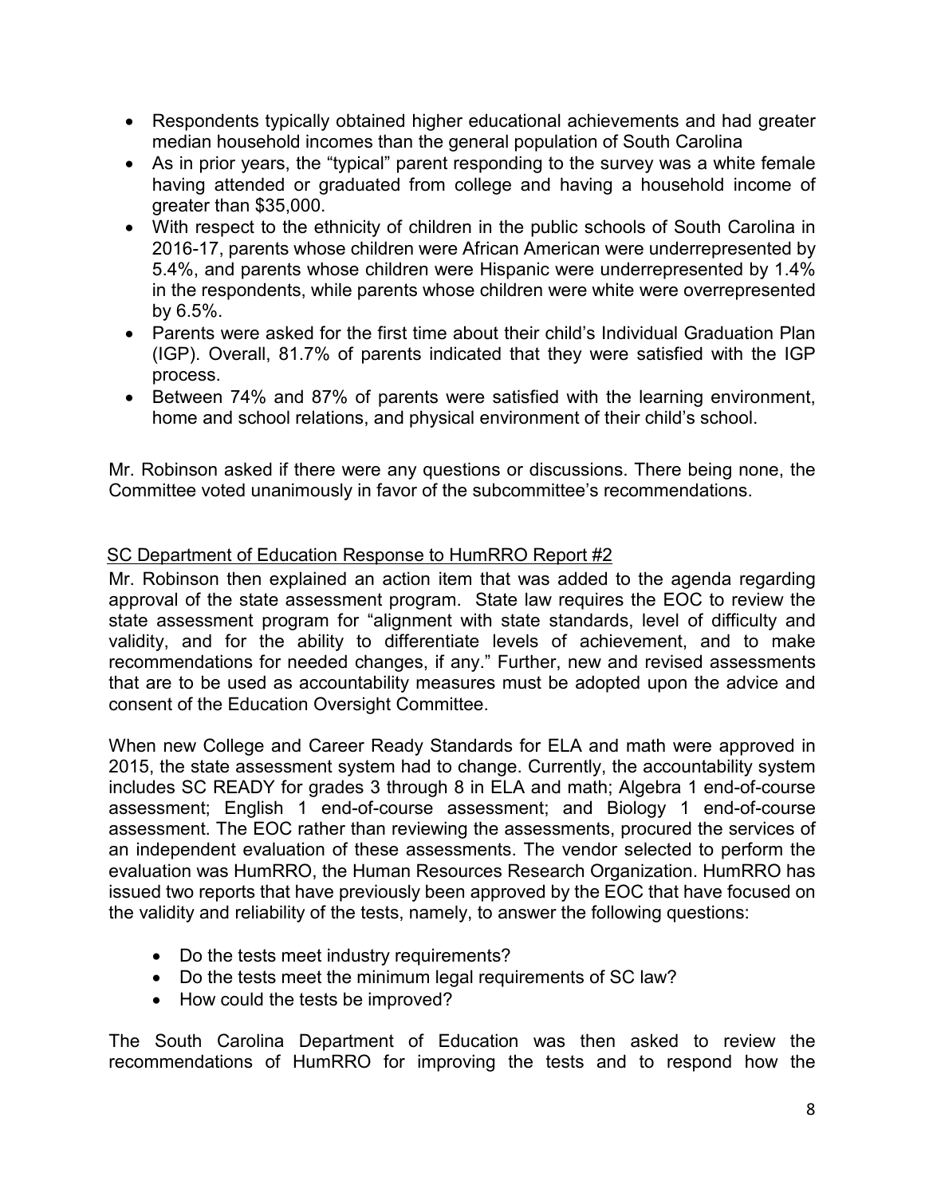- Respondents typically obtained higher educational achievements and had greater median household incomes than the general population of South Carolina
- As in prior years, the "typical" parent responding to the survey was a white female having attended or graduated from college and having a household income of greater than $35,000.
- With respect to the ethnicity of children in the public schools of South Carolina in 2016-17, parents whose children were African American were underrepresented by 5.4%, and parents whose children were Hispanic were underrepresented by 1.4% in the respondents, while parents whose children were white were overrepresented by 6.5%.
- Parents were asked for the first time about their child's Individual Graduation Plan (IGP). Overall, 81.7% of parents indicated that they were satisfied with the IGP process.
- Between 74% and 87% of parents were satisfied with the learning environment, home and school relations, and physical environment of their child's school.

Mr. Robinson asked if there were any questions or discussions. There being none, the Committee voted unanimously in favor of the subcommittee's recommendations.

SC Department of Education Response to HumRRO Report #2

Mr. Robinson then explained an action item that was added to the agenda regarding approval of the state assessment program. State law requires the EOC to review the state assessment program for "alignment with state standards, level of difficulty and validity, and for the ability to differentiate levels of achievement, and to make recommendations for needed changes, if any." Further, new and revised assessments that are to be used as accountability measures must be adopted upon the advice and consent of the Education Oversight Committee.

When new College and Career Ready Standards for ELA and math were approved in 2015, the state assessment system had to change. Currently, the accountability system includes SC READY for grades 3 through 8 in ELA and math; Algebra 1 end-of-course assessment; English 1 end-of-course assessment; and Biology 1 end-of-course assessment. The EOC rather than reviewing the assessments, procured the services of an independent evaluation of these assessments. The vendor selected to perform the evaluation was HumRRO, the Human Resources Research Organization. HumRRO has issued two reports that have previously been approved by the EOC that have focused on the validity and reliability of the tests, namely, to answer the following questions:

- Do the tests meet industry requirements?
- Do the tests meet the minimum legal requirements of SC law?
- How could the tests be improved?

The South Carolina Department of Education was then asked to review the recommendations of HumRRO for improving the tests and to respond how the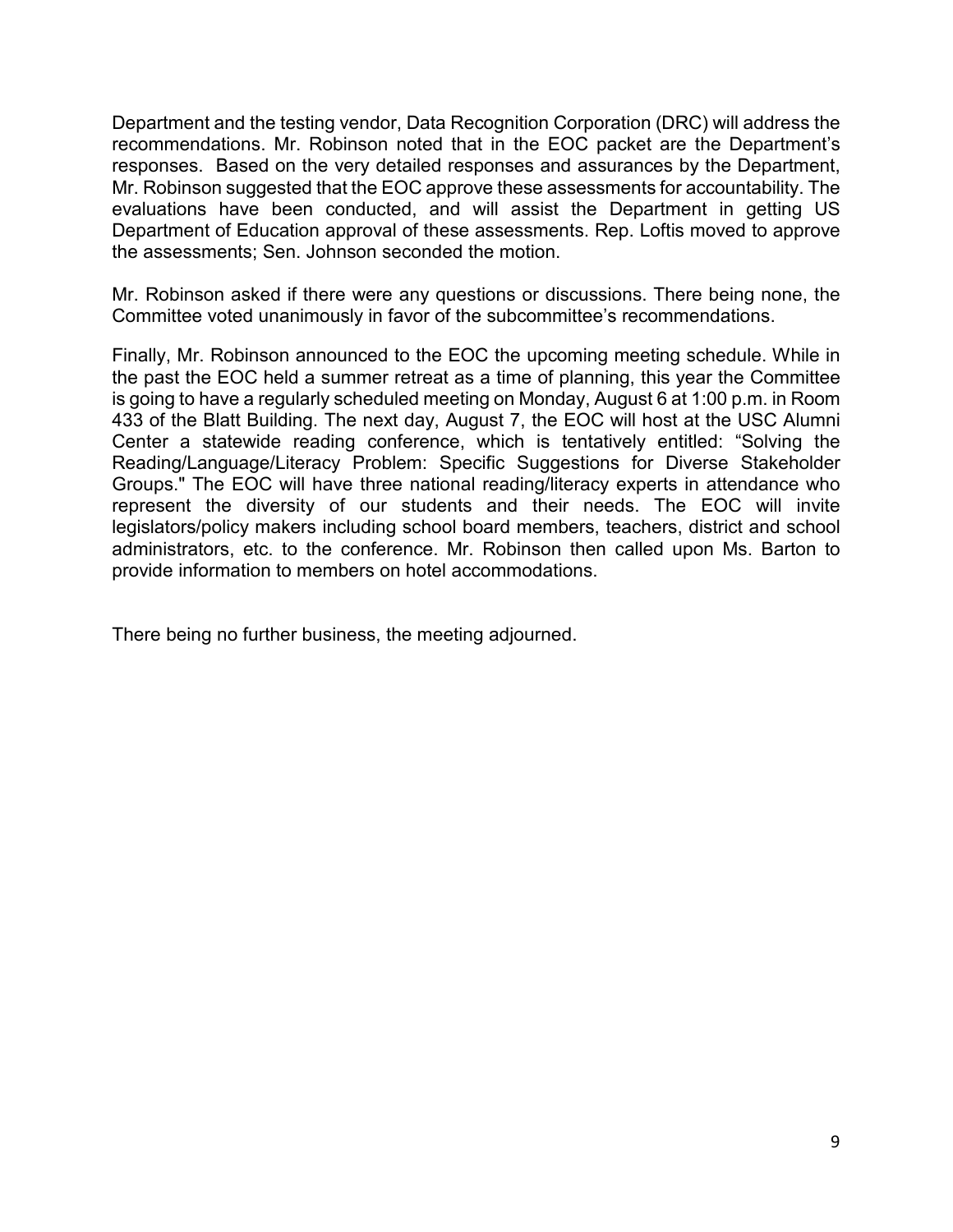Department and the testing vendor, Data Recognition Corporation (DRC) will address the recommendations. Mr. Robinson noted that in the EOC packet are the Department's responses. Based on the very detailed responses and assurances by the Department, Mr. Robinson suggested that the EOC approve these assessments for accountability. The evaluations have been conducted, and will assist the Department in getting US Department of Education approval of these assessments. Rep. Loftis moved to approve the assessments; Sen. Johnson seconded the motion.

Mr. Robinson asked if there were any questions or discussions. There being none, the Committee voted unanimously in favor of the subcommittee's recommendations.

Finally, Mr. Robinson announced to the EOC the upcoming meeting schedule. While in the past the EOC held a summer retreat as a time of planning, this year the Committee is going to have a regularly scheduled meeting on Monday, August 6 at 1:00 p.m. in Room 433 of the Blatt Building. The next day, August 7, the EOC will host at the USC Alumni Center a statewide reading conference, which is tentatively entitled: "Solving the Reading/Language/Literacy Problem: Specific Suggestions for Diverse Stakeholder Groups." The EOC will have three national reading/literacy experts in attendance who represent the diversity of our students and their needs. The EOC will invite legislators/policy makers including school board members, teachers, district and school administrators, etc. to the conference. Mr. Robinson then called upon Ms. Barton to provide information to members on hotel accommodations.

There being no further business, the meeting adjourned.